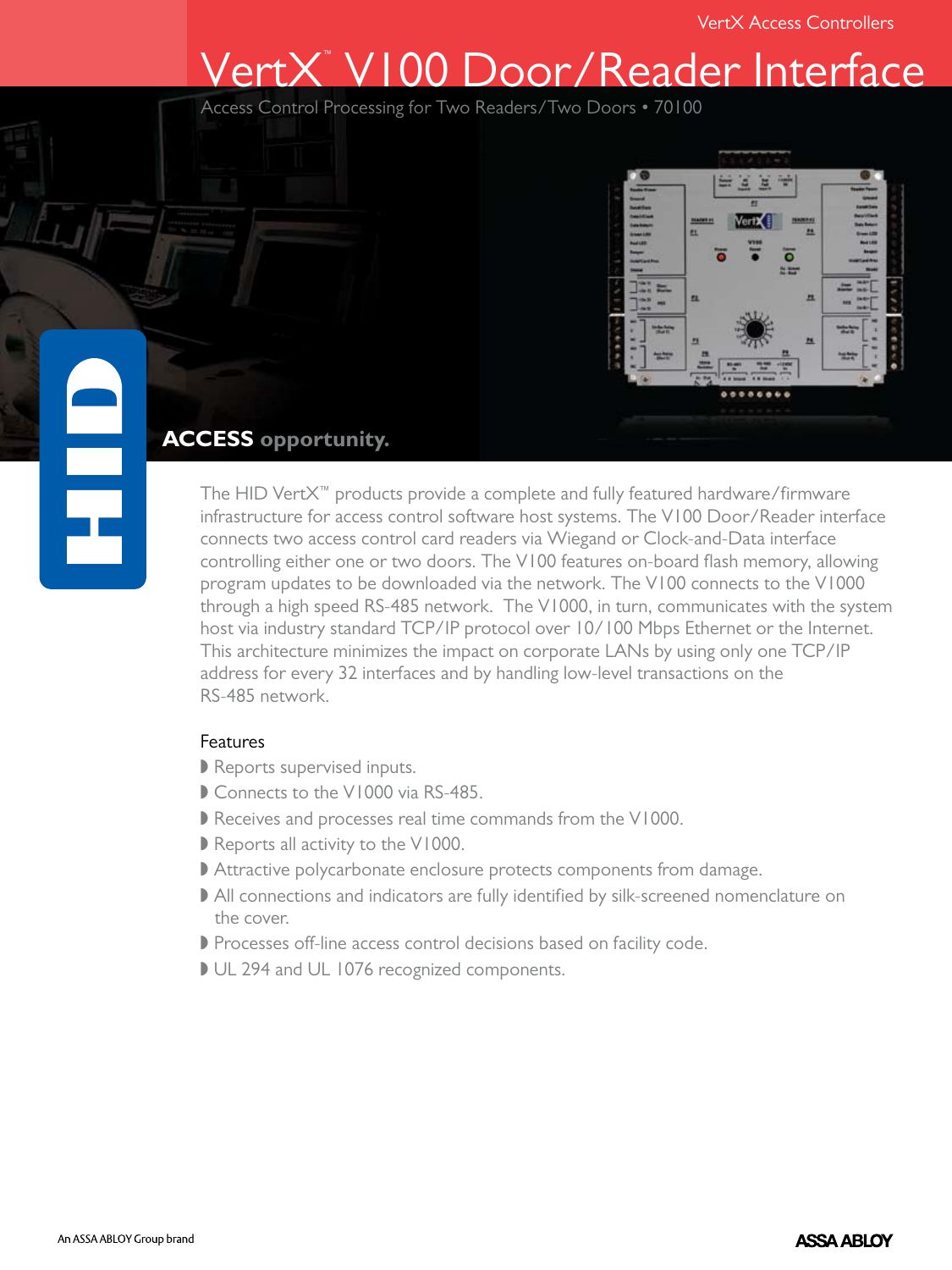VertX Access Controllers

# VertX™ V100 Door/Reader Interface

Access Control Processing for Two Readers/Two Doors • 70100

**ACCESS opportunity.**

The HID VertX™ products provide a complete and fully featured hardware/firmware infrastructure for access control software host systems. The V100 Door/Reader interface connects two access control card readers via Wiegand or Clock-and-Data interface controlling either one or two doors. The V100 features on-board flash memory, allowing program updates to be downloaded via the network. The V100 connects to the V1000 through a high speed RS-485 network. The V1000, in turn, communicates with the system host via industry standard TCP/IP protocol over 10/100 Mbps Ethernet or the Internet. This architecture minimizes the impact on corporate LANs by using only one TCP/IP address for every 32 interfaces and by handling low-level transactions on the RS-485 network.

## Features

- Reports supervised inputs.
- Connects to the V1000 via RS-485.
- Receives and processes real time commands from the V1000.
- Reports all activity to the V1000.
- Attractive polycarbonate enclosure protects components from damage.
- All connections and indicators are fully identified by silk-screened nomenclature on the cover.
- Processes off-line access control decisions based on facility code.
- UL 294 and UL 1076 recognized components.

An ASSA ABLOY Group brand

ASSA ABLOY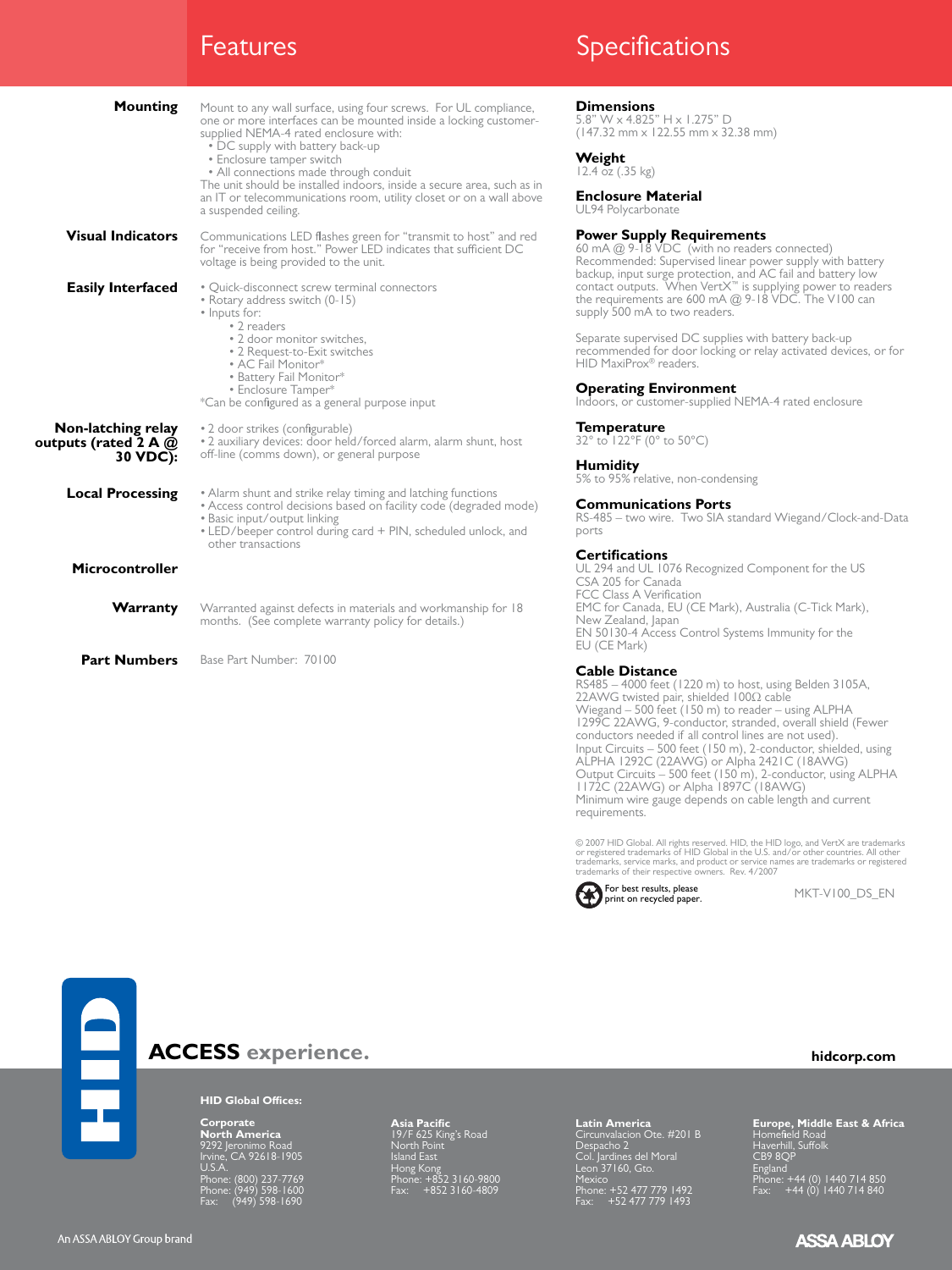## Features

**Mounting**

Mount to any wall surface, using four screws. For UL compliance, one or more interfaces can be mounted inside a locking customer-supplied NEMA-4 rated enclosure with:

- DC supply with battery back-up
- Enclosure tamper switch
- All connections made through conduit

The unit should be installed indoors, inside a secure area, such as in an IT or telecommunications room, utility closet or on a wall above a suspended ceiling.

**Visual Indicators**

Communications LED flashes green for "transmit to host" and red for "receive from host." Power LED indicates that sufficient DC voltage is being provided to the unit.

**Easily Interfaced**

- Quick-disconnect screw terminal connectors
- Rotary address switch (0-15)
- Inputs for:
  - 2 readers
  - 2 door monitor switches,
  - 2 Request-to-Exit switches
  - AC Fail Monitor*
  - Battery Fail Monitor*
  - Enclosure Tamper*

*Can be configured as a general purpose input

**Non-latching relay outputs (rated 2 A @ 30 VDC):**

- 2 door strikes (configurable)
- 2 auxiliary devices: door held/forced alarm, alarm shunt, host off-line (comms down), or general purpose

**Local Processing**

- Alarm shunt and strike relay timing and latching functions
- Access control decisions based on facility code (degraded mode)
- Basic input/output linking
- LED/beeper control during card + PIN, scheduled unlock, and other transactions

**Microcontroller**

**Warranty**

Warranted against defects in materials and workmanship for 18 months. (See complete warranty policy for details.)

**Part Numbers**

Base Part Number: 70100

## Specifications

**Dimensions**

5.8" W x 4.825" H x 1.275" D
(147.32 mm x 122.55 mm x 32.38 mm)

**Weight**

12.4 oz (.35 kg)

**Enclosure Material**

UL94 Polycarbonate

**Power Supply Requirements**

60 mA @ 9-18 VDC (with no readers connected)
Recommended: Supervised linear power supply with battery backup, input surge protection, and AC fail and battery low contact outputs. When VertX™ is supplying power to readers the requirements are 600 mA @ 9-18 VDC. The V100 can supply 500 mA to two readers.

Separate supervised DC supplies with battery back-up recommended for door locking or relay activated devices, or for HID MaxiProx® readers.

**Operating Environment**

Indoors, or customer-supplied NEMA-4 rated enclosure

**Temperature**

32° to 122°F (0° to 50°C)

**Humidity**

5% to 95% relative, non-condensing

**Communications Ports**

RS-485 – two wire. Two SIA standard Wiegand/Clock-and-Data ports

**Certifications**

UL 294 and UL 1076 Recognized Component for the US
CSA 205 for Canada
FCC Class A Verification
EMC for Canada, EU (CE Mark), Australia (C-Tick Mark), New Zealand, Japan
EN 50130-4 Access Control Systems Immunity for the EU (CE Mark)

**Cable Distance**

RS485 – 4000 feet (1220 m) to host, using Belden 3105A, 22AWG twisted pair, shielded 100Ω cable
Wiegand – 500 feet (150 m) to reader – using ALPHA 1299C 22AWG, 9-conductor, stranded, overall shield (Fewer conductors needed if all control lines are not used).
Input Circuits – 500 feet (150 m), 2-conductor, shielded, using ALPHA 1292C (22AWG) or Alpha 2421C (18AWG)
Output Circuits – 500 feet (150 m), 2-conductor, using ALPHA 1172C (22AWG) or Alpha 1897C (18AWG)
Minimum wire gauge depends on cable length and current requirements.

© 2007 HID Global. All rights reserved. HID, the HID logo, and VertX are trademarks or registered trademarks of HID Global in the U.S. and/or other countries. All other trademarks, service marks, and product or service names are trademarks or registered trademarks of their respective owners. Rev. 4/2007

For best results, please print on recycled paper.

MKT-V100_DS_EN

**ACCESS** experience.

hidcorp.com

**HID Global Offices:**

**Corporate**
**North America**
9292 Jeronimo Road
Irvine, CA 92618-1905
U.S.A.
Phone: (800) 237-7769
Phone: (949) 598-1600
Fax: (949) 598-1690

**Asia Pacific**
19/F 625 King's Road
North Point
Island East
Hong Kong
Phone: +852 3160-9800
Fax: +852 3160-4809

**Latin America**
Circunvalacion Ote. #201 B
Despacho 2
Col. Jardines del Moral
Leon 37160, Gto.
Mexico
Phone: +52 477 779 1492
Fax: +52 477 779 1493

**Europe, Middle East & Africa**
Homefield Road
Haverhill, Suffolk
CB9 8QP
England
Phone: +44 (0) 1440 714 850
Fax: +44 (0) 1440 714 840

An ASSA ABLOY Group brand

ASSA ABLOY